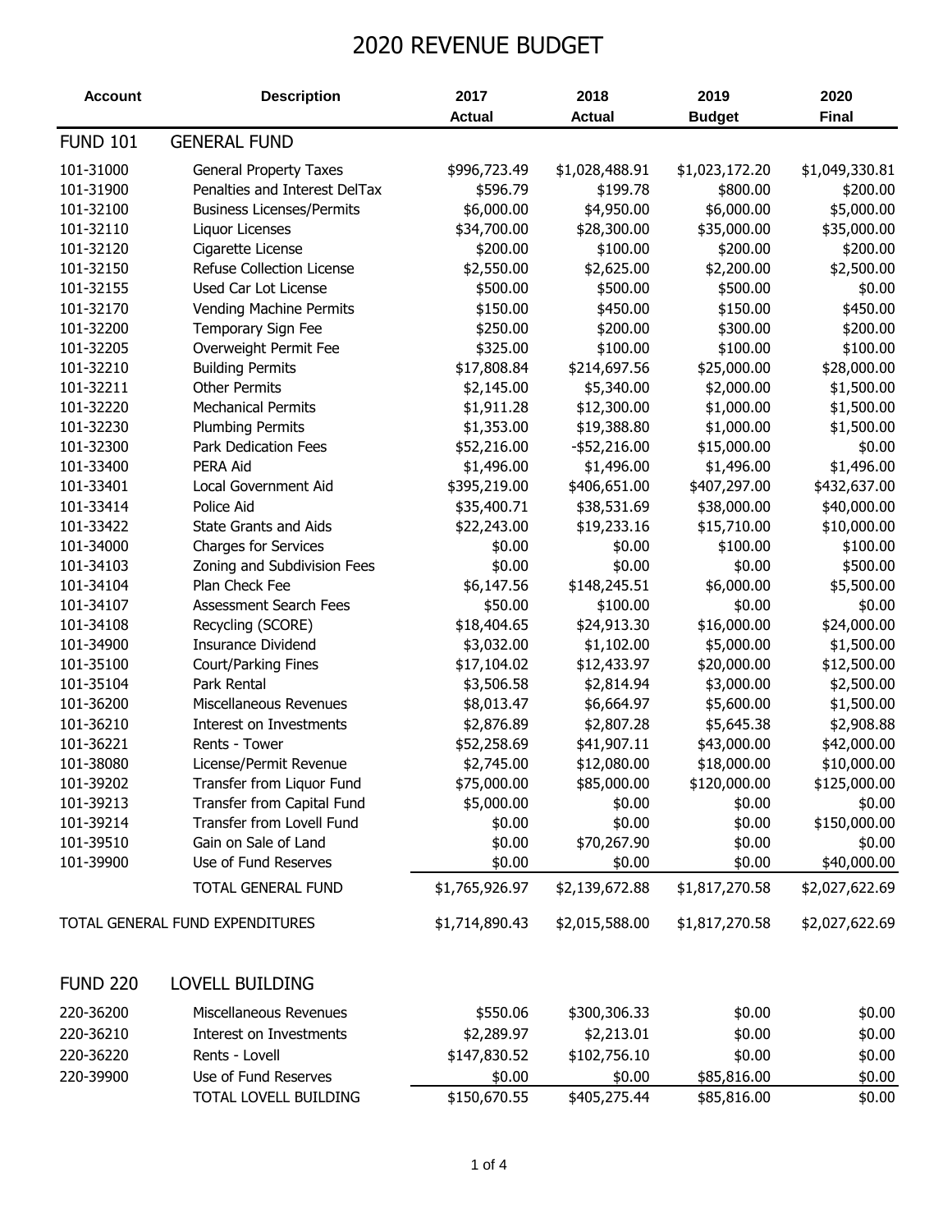# 2020 REVENUE BUDGET

| Account | Description | 2017 Actual | 2018 Actual | 2019 Budget | 2020 Final |
|---|---|---|---|---|---|
| FUND 101 | GENERAL FUND | | | | |
| 101-31000 | General Property Taxes | $996,723.49 | $1,028,488.91 | $1,023,172.20 | $1,049,330.81 |
| 101-31900 | Penalties and Interest DelTax | $596.79 | $199.78 | $800.00 | $200.00 |
| 101-32100 | Business Licenses/Permits | $6,000.00 | $4,950.00 | $6,000.00 | $5,000.00 |
| 101-32110 | Liquor Licenses | $34,700.00 | $28,300.00 | $35,000.00 | $35,000.00 |
| 101-32120 | Cigarette License | $200.00 | $100.00 | $200.00 | $200.00 |
| 101-32150 | Refuse Collection License | $2,550.00 | $2,625.00 | $2,200.00 | $2,500.00 |
| 101-32155 | Used Car Lot License | $500.00 | $500.00 | $500.00 | $0.00 |
| 101-32170 | Vending Machine Permits | $150.00 | $450.00 | $150.00 | $450.00 |
| 101-32200 | Temporary Sign Fee | $250.00 | $200.00 | $300.00 | $200.00 |
| 101-32205 | Overweight Permit Fee | $325.00 | $100.00 | $100.00 | $100.00 |
| 101-32210 | Building Permits | $17,808.84 | $214,697.56 | $25,000.00 | $28,000.00 |
| 101-32211 | Other Permits | $2,145.00 | $5,340.00 | $2,000.00 | $1,500.00 |
| 101-32220 | Mechanical Permits | $1,911.28 | $12,300.00 | $1,000.00 | $1,500.00 |
| 101-32230 | Plumbing Permits | $1,353.00 | $19,388.80 | $1,000.00 | $1,500.00 |
| 101-32300 | Park Dedication Fees | $52,216.00 | -$52,216.00 | $15,000.00 | $0.00 |
| 101-33400 | PERA Aid | $1,496.00 | $1,496.00 | $1,496.00 | $1,496.00 |
| 101-33401 | Local Government Aid | $395,219.00 | $406,651.00 | $407,297.00 | $432,637.00 |
| 101-33414 | Police Aid | $35,400.71 | $38,531.69 | $38,000.00 | $40,000.00 |
| 101-33422 | State Grants and Aids | $22,243.00 | $19,233.16 | $15,710.00 | $10,000.00 |
| 101-34000 | Charges for Services | $0.00 | $0.00 | $100.00 | $100.00 |
| 101-34103 | Zoning and Subdivision Fees | $0.00 | $0.00 | $0.00 | $500.00 |
| 101-34104 | Plan Check Fee | $6,147.56 | $148,245.51 | $6,000.00 | $5,500.00 |
| 101-34107 | Assessment Search Fees | $50.00 | $100.00 | $0.00 | $0.00 |
| 101-34108 | Recycling (SCORE) | $18,404.65 | $24,913.30 | $16,000.00 | $24,000.00 |
| 101-34900 | Insurance Dividend | $3,032.00 | $1,102.00 | $5,000.00 | $1,500.00 |
| 101-35100 | Court/Parking Fines | $17,104.02 | $12,433.97 | $20,000.00 | $12,500.00 |
| 101-35104 | Park Rental | $3,506.58 | $2,814.94 | $3,000.00 | $2,500.00 |
| 101-36200 | Miscellaneous Revenues | $8,013.47 | $6,664.97 | $5,600.00 | $1,500.00 |
| 101-36210 | Interest on Investments | $2,876.89 | $2,807.28 | $5,645.38 | $2,908.88 |
| 101-36221 | Rents - Tower | $52,258.69 | $41,907.11 | $43,000.00 | $42,000.00 |
| 101-38080 | License/Permit Revenue | $2,745.00 | $12,080.00 | $18,000.00 | $10,000.00 |
| 101-39202 | Transfer from Liquor Fund | $75,000.00 | $85,000.00 | $120,000.00 | $125,000.00 |
| 101-39213 | Transfer from Capital Fund | $5,000.00 | $0.00 | $0.00 | $0.00 |
| 101-39214 | Transfer from Lovell Fund | $0.00 | $0.00 | $0.00 | $150,000.00 |
| 101-39510 | Gain on Sale of Land | $0.00 | $70,267.90 | $0.00 | $0.00 |
| 101-39900 | Use of Fund Reserves | $0.00 | $0.00 | $0.00 | $40,000.00 |
| | TOTAL GENERAL FUND | $1,765,926.97 | $2,139,672.88 | $1,817,270.58 | $2,027,622.69 |
| TOTAL GENERAL FUND EXPENDITURES | | $1,714,890.43 | $2,015,588.00 | $1,817,270.58 | $2,027,622.69 |
| | | | | | |
| FUND 220 | LOVELL BUILDING | | | | |
| 220-36200 | Miscellaneous Revenues | $550.06 | $300,306.33 | $0.00 | $0.00 |
| 220-36210 | Interest on Investments | $2,289.97 | $2,213.01 | $0.00 | $0.00 |
| 220-36220 | Rents - Lovell | $147,830.52 | $102,756.10 | $0.00 | $0.00 |
| 220-39900 | Use of Fund Reserves | $0.00 | $0.00 | $85,816.00 | $0.00 |
| | TOTAL LOVELL BUILDING | $150,670.55 | $405,275.44 | $85,816.00 | $0.00 |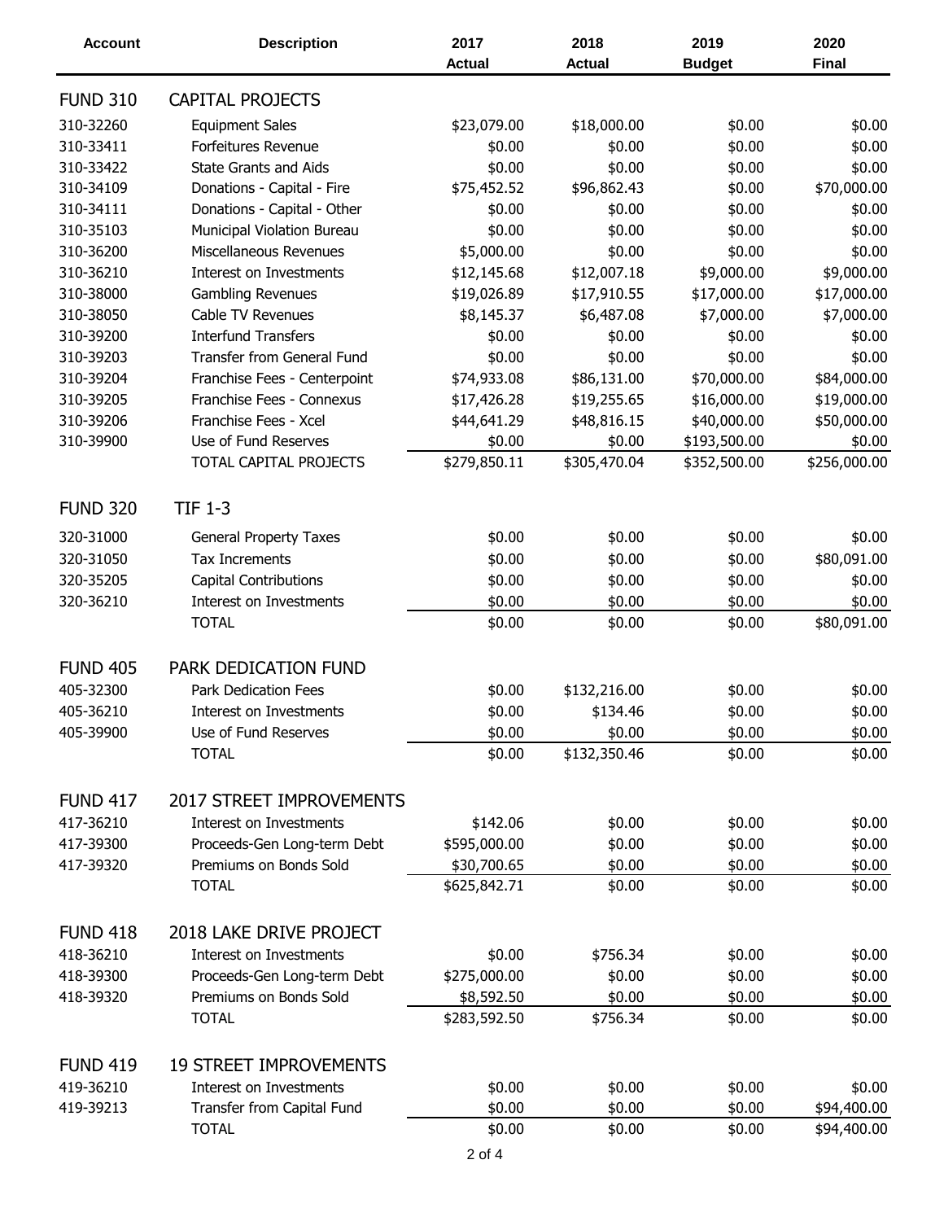| Account | Description | 2017 Actual | 2018 Actual | 2019 Budget | 2020 Final |
|---|---|---|---|---|---|
| **FUND 310** | **CAPITAL PROJECTS** | | | | |
| 310-32260 | Equipment Sales | $23,079.00 | $18,000.00 | $0.00 | $0.00 |
| 310-33411 | Forfeitures Revenue | $0.00 | $0.00 | $0.00 | $0.00 |
| 310-33422 | State Grants and Aids | $0.00 | $0.00 | $0.00 | $0.00 |
| 310-34109 | Donations - Capital - Fire | $75,452.52 | $96,862.43 | $0.00 | $70,000.00 |
| 310-34111 | Donations - Capital - Other | $0.00 | $0.00 | $0.00 | $0.00 |
| 310-35103 | Municipal Violation Bureau | $0.00 | $0.00 | $0.00 | $0.00 |
| 310-36200 | Miscellaneous Revenues | $5,000.00 | $0.00 | $0.00 | $0.00 |
| 310-36210 | Interest on Investments | $12,145.68 | $12,007.18 | $9,000.00 | $9,000.00 |
| 310-38000 | Gambling Revenues | $19,026.89 | $17,910.55 | $17,000.00 | $17,000.00 |
| 310-38050 | Cable TV Revenues | $8,145.37 | $6,487.08 | $7,000.00 | $7,000.00 |
| 310-39200 | Interfund Transfers | $0.00 | $0.00 | $0.00 | $0.00 |
| 310-39203 | Transfer from General Fund | $0.00 | $0.00 | $0.00 | $0.00 |
| 310-39204 | Franchise Fees - Centerpoint | $74,933.08 | $86,131.00 | $70,000.00 | $84,000.00 |
| 310-39205 | Franchise Fees - Connexus | $17,426.28 | $19,255.65 | $16,000.00 | $19,000.00 |
| 310-39206 | Franchise Fees - Xcel | $44,641.29 | $48,816.15 | $40,000.00 | $50,000.00 |
| 310-39900 | Use of Fund Reserves | $0.00 | $0.00 | $193,500.00 | $0.00 |
| | TOTAL CAPITAL PROJECTS | $279,850.11 | $305,470.04 | $352,500.00 | $256,000.00 |
| **FUND 320** | **TIF 1-3** | | | | |
| 320-31000 | General Property Taxes | $0.00 | $0.00 | $0.00 | $0.00 |
| 320-31050 | Tax Increments | $0.00 | $0.00 | $0.00 | $80,091.00 |
| 320-35205 | Capital Contributions | $0.00 | $0.00 | $0.00 | $0.00 |
| 320-36210 | Interest on Investments | $0.00 | $0.00 | $0.00 | $0.00 |
| | TOTAL | $0.00 | $0.00 | $0.00 | $80,091.00 |
| **FUND 405** | **PARK DEDICATION FUND** | | | | |
| 405-32300 | Park Dedication Fees | $0.00 | $132,216.00 | $0.00 | $0.00 |
| 405-36210 | Interest on Investments | $0.00 | $134.46 | $0.00 | $0.00 |
| 405-39900 | Use of Fund Reserves | $0.00 | $0.00 | $0.00 | $0.00 |
| | TOTAL | $0.00 | $132,350.46 | $0.00 | $0.00 |
| **FUND 417** | **2017 STREET IMPROVEMENTS** | | | | |
| 417-36210 | Interest on Investments | $142.06 | $0.00 | $0.00 | $0.00 |
| 417-39300 | Proceeds-Gen Long-term Debt | $595,000.00 | $0.00 | $0.00 | $0.00 |
| 417-39320 | Premiums on Bonds Sold | $30,700.65 | $0.00 | $0.00 | $0.00 |
| | TOTAL | $625,842.71 | $0.00 | $0.00 | $0.00 |
| **FUND 418** | **2018 LAKE DRIVE PROJECT** | | | | |
| 418-36210 | Interest on Investments | $0.00 | $756.34 | $0.00 | $0.00 |
| 418-39300 | Proceeds-Gen Long-term Debt | $275,000.00 | $0.00 | $0.00 | $0.00 |
| 418-39320 | Premiums on Bonds Sold | $8,592.50 | $0.00 | $0.00 | $0.00 |
| | TOTAL | $283,592.50 | $756.34 | $0.00 | $0.00 |
| **FUND 419** | **19 STREET IMPROVEMENTS** | | | | |
| 419-36210 | Interest on Investments | $0.00 | $0.00 | $0.00 | $0.00 |
| 419-39213 | Transfer from Capital Fund | $0.00 | $0.00 | $0.00 | $94,400.00 |
| | TOTAL | $0.00 | $0.00 | $0.00 | $94,400.00 |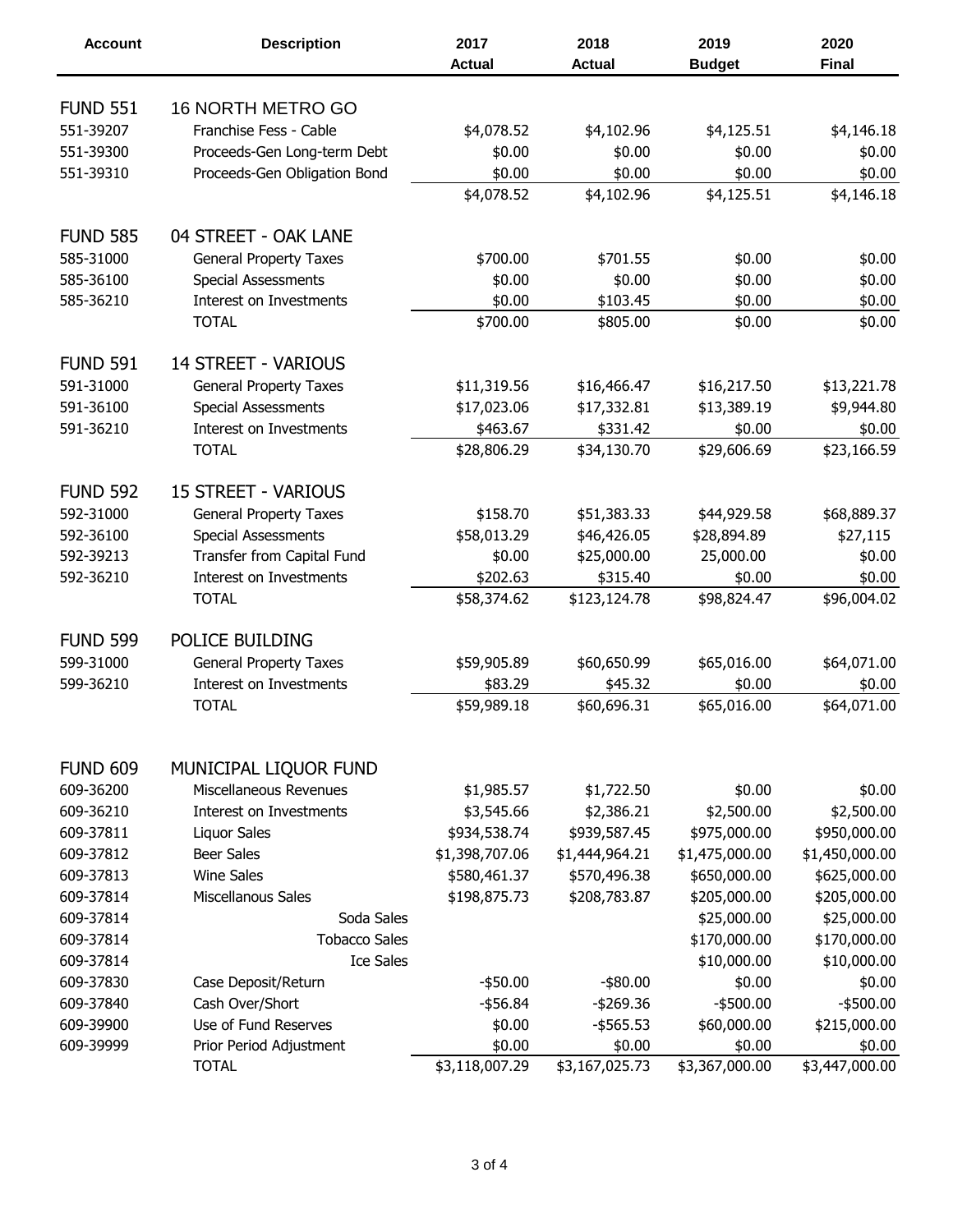| Account | Description | 2017 Actual | 2018 Actual | 2019 Budget | 2020 Final |
|---|---|---|---|---|---|
| FUND 551 | 16 NORTH METRO GO | | | | |
| 551-39207 | Franchise Fess - Cable | $4,078.52 | $4,102.96 | $4,125.51 | $4,146.18 |
| 551-39300 | Proceeds-Gen Long-term Debt | $0.00 | $0.00 | $0.00 | $0.00 |
| 551-39310 | Proceeds-Gen Obligation Bond | $0.00 | $0.00 | $0.00 | $0.00 |
| | | $4,078.52 | $4,102.96 | $4,125.51 | $4,146.18 |
| FUND 585 | 04 STREET - OAK LANE | | | | |
| 585-31000 | General Property Taxes | $700.00 | $701.55 | $0.00 | $0.00 |
| 585-36100 | Special Assessments | $0.00 | $0.00 | $0.00 | $0.00 |
| 585-36210 | Interest on Investments | $0.00 | $103.45 | $0.00 | $0.00 |
| | TOTAL | $700.00 | $805.00 | $0.00 | $0.00 |
| FUND 591 | 14 STREET - VARIOUS | | | | |
| 591-31000 | General Property Taxes | $11,319.56 | $16,466.47 | $16,217.50 | $13,221.78 |
| 591-36100 | Special Assessments | $17,023.06 | $17,332.81 | $13,389.19 | $9,944.80 |
| 591-36210 | Interest on Investments | $463.67 | $331.42 | $0.00 | $0.00 |
| | TOTAL | $28,806.29 | $34,130.70 | $29,606.69 | $23,166.59 |
| FUND 592 | 15 STREET - VARIOUS | | | | |
| 592-31000 | General Property Taxes | $158.70 | $51,383.33 | $44,929.58 | $68,889.37 |
| 592-36100 | Special Assessments | $58,013.29 | $46,426.05 | $28,894.89 | $27,115 |
| 592-39213 | Transfer from Capital Fund | $0.00 | $25,000.00 | 25,000.00 | $0.00 |
| 592-36210 | Interest on Investments | $202.63 | $315.40 | $0.00 | $0.00 |
| | TOTAL | $58,374.62 | $123,124.78 | $98,824.47 | $96,004.02 |
| FUND 599 | POLICE BUILDING | | | | |
| 599-31000 | General Property Taxes | $59,905.89 | $60,650.99 | $65,016.00 | $64,071.00 |
| 599-36210 | Interest on Investments | $83.29 | $45.32 | $0.00 | $0.00 |
| | TOTAL | $59,989.18 | $60,696.31 | $65,016.00 | $64,071.00 |
| FUND 609 | MUNICIPAL LIQUOR FUND | | | | |
| 609-36200 | Miscellaneous Revenues | $1,985.57 | $1,722.50 | $0.00 | $0.00 |
| 609-36210 | Interest on Investments | $3,545.66 | $2,386.21 | $2,500.00 | $2,500.00 |
| 609-37811 | Liquor Sales | $934,538.74 | $939,587.45 | $975,000.00 | $950,000.00 |
| 609-37812 | Beer Sales | $1,398,707.06 | $1,444,964.21 | $1,475,000.00 | $1,450,000.00 |
| 609-37813 | Wine Sales | $580,461.37 | $570,496.38 | $650,000.00 | $625,000.00 |
| 609-37814 | Miscellanous Sales | $198,875.73 | $208,783.87 | $205,000.00 | $205,000.00 |
| 609-37814 | Soda Sales | | | $25,000.00 | $25,000.00 |
| 609-37814 | Tobacco Sales | | | $170,000.00 | $170,000.00 |
| 609-37814 | Ice Sales | | | $10,000.00 | $10,000.00 |
| 609-37830 | Case Deposit/Return | -$50.00 | -$80.00 | $0.00 | $0.00 |
| 609-37840 | Cash Over/Short | -$56.84 | -$269.36 | -$500.00 | -$500.00 |
| 609-39900 | Use of Fund Reserves | $0.00 | -$565.53 | $60,000.00 | $215,000.00 |
| 609-39999 | Prior Period Adjustment | $0.00 | $0.00 | $0.00 | $0.00 |
| | TOTAL | $3,118,007.29 | $3,167,025.73 | $3,367,000.00 | $3,447,000.00 |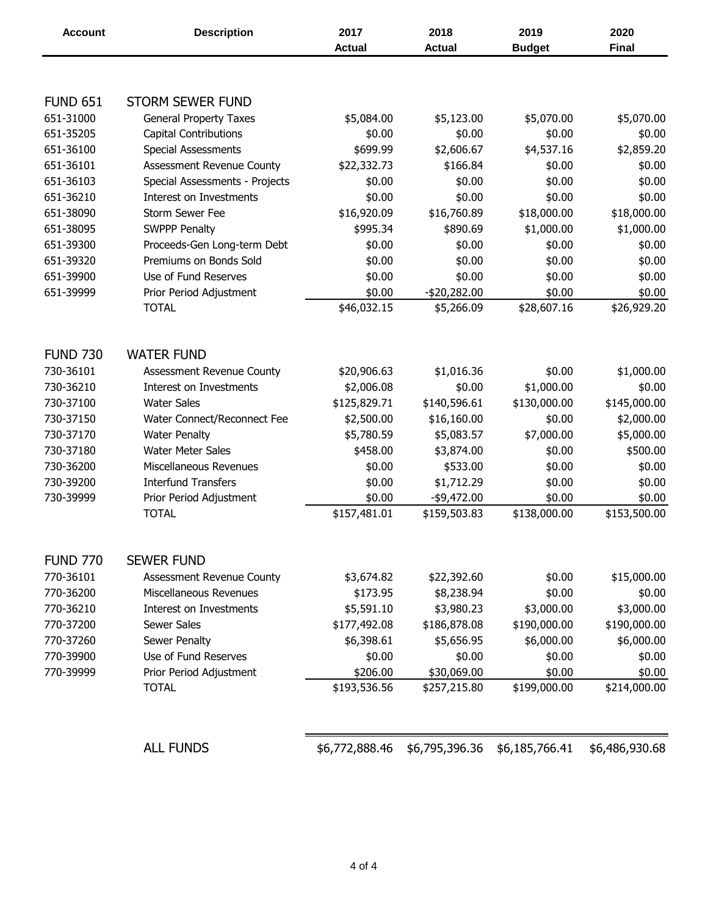| Account | Description | 2017 Actual | 2018 Actual | 2019 Budget | 2020 Final |
|---|---|---|---|---|---|
| FUND 651 | STORM SEWER FUND | | | | |
| 651-31000 | General Property Taxes | $5,084.00 | $5,123.00 | $5,070.00 | $5,070.00 |
| 651-35205 | Capital Contributions | $0.00 | $0.00 | $0.00 | $0.00 |
| 651-36100 | Special Assessments | $699.99 | $2,606.67 | $4,537.16 | $2,859.20 |
| 651-36101 | Assessment Revenue County | $22,332.73 | $166.84 | $0.00 | $0.00 |
| 651-36103 | Special Assessments - Projects | $0.00 | $0.00 | $0.00 | $0.00 |
| 651-36210 | Interest on Investments | $0.00 | $0.00 | $0.00 | $0.00 |
| 651-38090 | Storm Sewer Fee | $16,920.09 | $16,760.89 | $18,000.00 | $18,000.00 |
| 651-38095 | SWPPP Penalty | $995.34 | $890.69 | $1,000.00 | $1,000.00 |
| 651-39300 | Proceeds-Gen Long-term Debt | $0.00 | $0.00 | $0.00 | $0.00 |
| 651-39320 | Premiums on Bonds Sold | $0.00 | $0.00 | $0.00 | $0.00 |
| 651-39900 | Use of Fund Reserves | $0.00 | $0.00 | $0.00 | $0.00 |
| 651-39999 | Prior Period Adjustment | $0.00 | -$20,282.00 | $0.00 | $0.00 |
| | TOTAL | $46,032.15 | $5,266.09 | $28,607.16 | $26,929.20 |
| FUND 730 | WATER FUND | | | | |
| 730-36101 | Assessment Revenue County | $20,906.63 | $1,016.36 | $0.00 | $1,000.00 |
| 730-36210 | Interest on Investments | $2,006.08 | $0.00 | $1,000.00 | $0.00 |
| 730-37100 | Water Sales | $125,829.71 | $140,596.61 | $130,000.00 | $145,000.00 |
| 730-37150 | Water Connect/Reconnect Fee | $2,500.00 | $16,160.00 | $0.00 | $2,000.00 |
| 730-37170 | Water Penalty | $5,780.59 | $5,083.57 | $7,000.00 | $5,000.00 |
| 730-37180 | Water Meter Sales | $458.00 | $3,874.00 | $0.00 | $500.00 |
| 730-36200 | Miscellaneous Revenues | $0.00 | $533.00 | $0.00 | $0.00 |
| 730-39200 | Interfund Transfers | $0.00 | $1,712.29 | $0.00 | $0.00 |
| 730-39999 | Prior Period Adjustment | $0.00 | -$9,472.00 | $0.00 | $0.00 |
| | TOTAL | $157,481.01 | $159,503.83 | $138,000.00 | $153,500.00 |
| FUND 770 | SEWER FUND | | | | |
| 770-36101 | Assessment Revenue County | $3,674.82 | $22,392.60 | $0.00 | $15,000.00 |
| 770-36200 | Miscellaneous Revenues | $173.95 | $8,238.94 | $0.00 | $0.00 |
| 770-36210 | Interest on Investments | $5,591.10 | $3,980.23 | $3,000.00 | $3,000.00 |
| 770-37200 | Sewer Sales | $177,492.08 | $186,878.08 | $190,000.00 | $190,000.00 |
| 770-37260 | Sewer Penalty | $6,398.61 | $5,656.95 | $6,000.00 | $6,000.00 |
| 770-39900 | Use of Fund Reserves | $0.00 | $0.00 | $0.00 | $0.00 |
| 770-39999 | Prior Period Adjustment | $206.00 | $30,069.00 | $0.00 | $0.00 |
| | TOTAL | $193,536.56 | $257,215.80 | $199,000.00 | $214,000.00 |
| | ALL FUNDS | $6,772,888.46 | $6,795,396.36 | $6,185,766.41 | $6,486,930.68 |